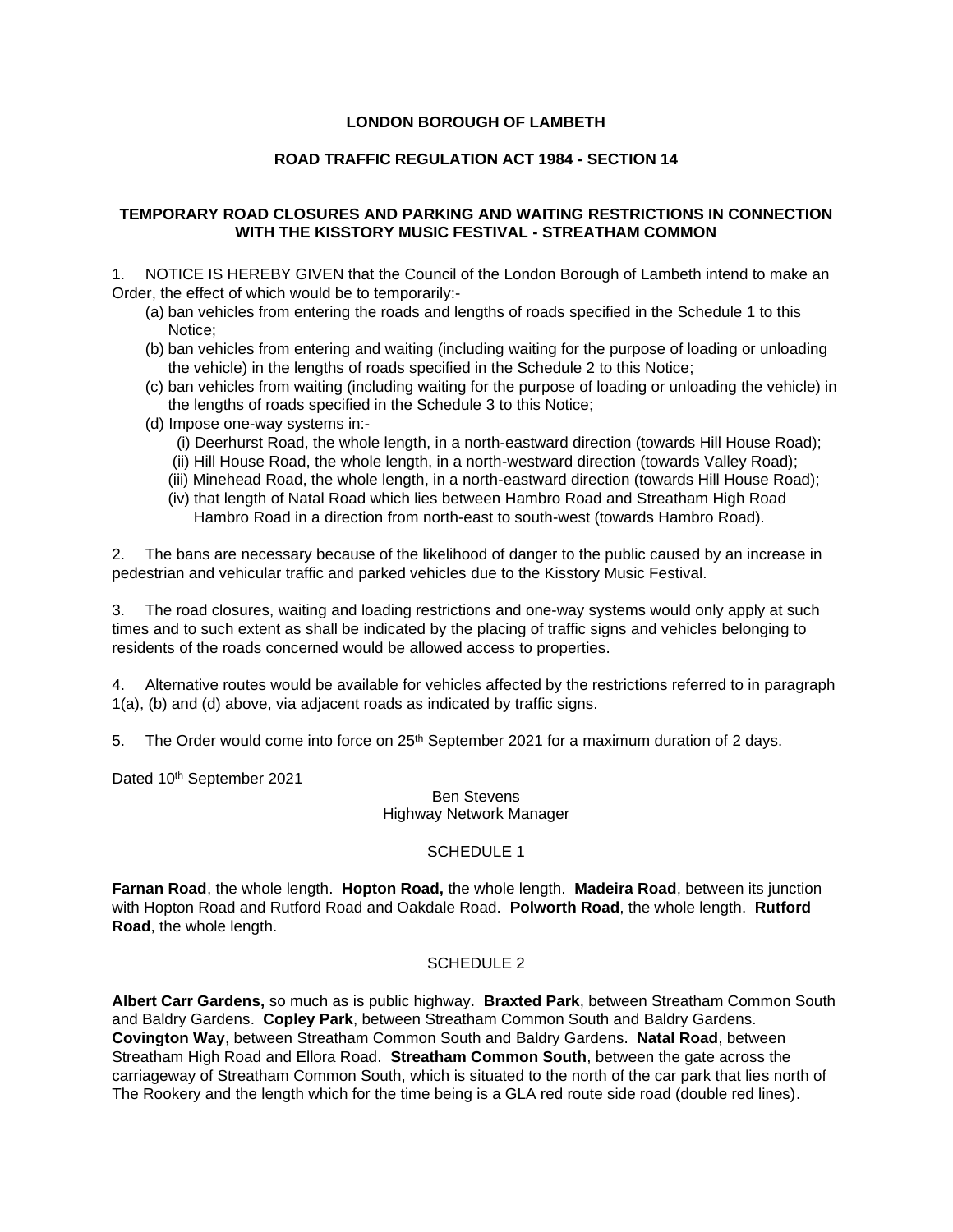**LONDON BOROUGH OF LAMBETH**

**ROAD TRAFFIC REGULATION ACT 1984 - SECTION 14**

**TEMPORARY ROAD CLOSURES AND PARKING AND WAITING RESTRICTIONS IN CONNECTION WITH THE KISSTORY MUSIC FESTIVAL - STREATHAM COMMON**

1. NOTICE IS HEREBY GIVEN that the Council of the London Borough of Lambeth intend to make an Order, the effect of which would be to temporarily:-
   - (a) ban vehicles from entering the roads and lengths of roads specified in the Schedule 1 to this Notice;
   - (b) ban vehicles from entering and waiting (including waiting for the purpose of loading or unloading the vehicle) in the lengths of roads specified in the Schedule 2 to this Notice;
   - (c) ban vehicles from waiting (including waiting for the purpose of loading or unloading the vehicle) in the lengths of roads specified in the Schedule 3 to this Notice;
   - (d) Impose one-way systems in:-
     - (i) Deerhurst Road, the whole length, in a north-eastward direction (towards Hill House Road);
     - (ii) Hill House Road, the whole length, in a north-westward direction (towards Valley Road);
     - (iii) Minehead Road, the whole length, in a north-eastward direction (towards Hill House Road);
     - (iv) that length of Natal Road which lies between Hambro Road and Streatham High Road Hambro Road in a direction from north-east to south-west (towards Hambro Road).

2. The bans are necessary because of the likelihood of danger to the public caused by an increase in pedestrian and vehicular traffic and parked vehicles due to the Kisstory Music Festival.

3. The road closures, waiting and loading restrictions and one-way systems would only apply at such times and to such extent as shall be indicated by the placing of traffic signs and vehicles belonging to residents of the roads concerned would be allowed access to properties.

4. Alternative routes would be available for vehicles affected by the restrictions referred to in paragraph 1(a), (b) and (d) above, via adjacent roads as indicated by traffic signs.

5. The Order would come into force on 25th September 2021 for a maximum duration of 2 days.

Dated 10th September 2021

Ben Stevens
Highway Network Manager

SCHEDULE 1

**Farnan Road**, the whole length. **Hopton Road,** the whole length. **Madeira Road**, between its junction with Hopton Road and Rutford Road and Oakdale Road. **Polworth Road**, the whole length. **Rutford Road**, the whole length.

SCHEDULE 2

**Albert Carr Gardens,** so much as is public highway. **Braxted Park**, between Streatham Common South and Baldry Gardens. **Copley Park**, between Streatham Common South and Baldry Gardens. **Covington Way**, between Streatham Common South and Baldry Gardens. **Natal Road**, between Streatham High Road and Ellora Road. **Streatham Common South**, between the gate across the carriageway of Streatham Common South, which is situated to the north of the car park that lies north of The Rookery and the length which for the time being is a GLA red route side road (double red lines).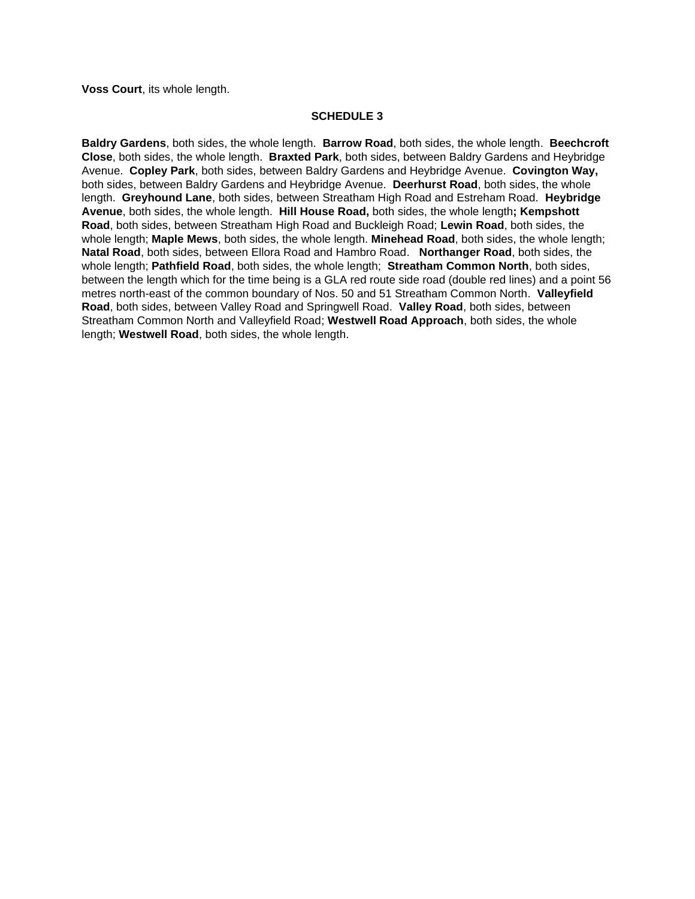**Voss Court**, its whole length.

## SCHEDULE 3

**Baldry Gardens**, both sides, the whole length. **Barrow Road**, both sides, the whole length. **Beechcroft Close**, both sides, the whole length. **Braxted Park**, both sides, between Baldry Gardens and Heybridge Avenue. **Copley Park**, both sides, between Baldry Gardens and Heybridge Avenue. **Covington Way,** both sides, between Baldry Gardens and Heybridge Avenue. **Deerhurst Road**, both sides, the whole length. **Greyhound Lane**, both sides, between Streatham High Road and Estreham Road. **Heybridge Avenue**, both sides, the whole length. **Hill House Road,** both sides, the whole length**; Kempshott Road**, both sides, between Streatham High Road and Buckleigh Road; **Lewin Road**, both sides, the whole length; **Maple Mews**, both sides, the whole length. **Minehead Road**, both sides, the whole length; **Natal Road**, both sides, between Ellora Road and Hambro Road. **Northanger Road**, both sides, the whole length; **Pathfield Road**, both sides, the whole length; **Streatham Common North**, both sides, between the length which for the time being is a GLA red route side road (double red lines) and a point 56 metres north-east of the common boundary of Nos. 50 and 51 Streatham Common North. **Valleyfield Road**, both sides, between Valley Road and Springwell Road. **Valley Road**, both sides, between Streatham Common North and Valleyfield Road; **Westwell Road Approach**, both sides, the whole length; **Westwell Road**, both sides, the whole length.